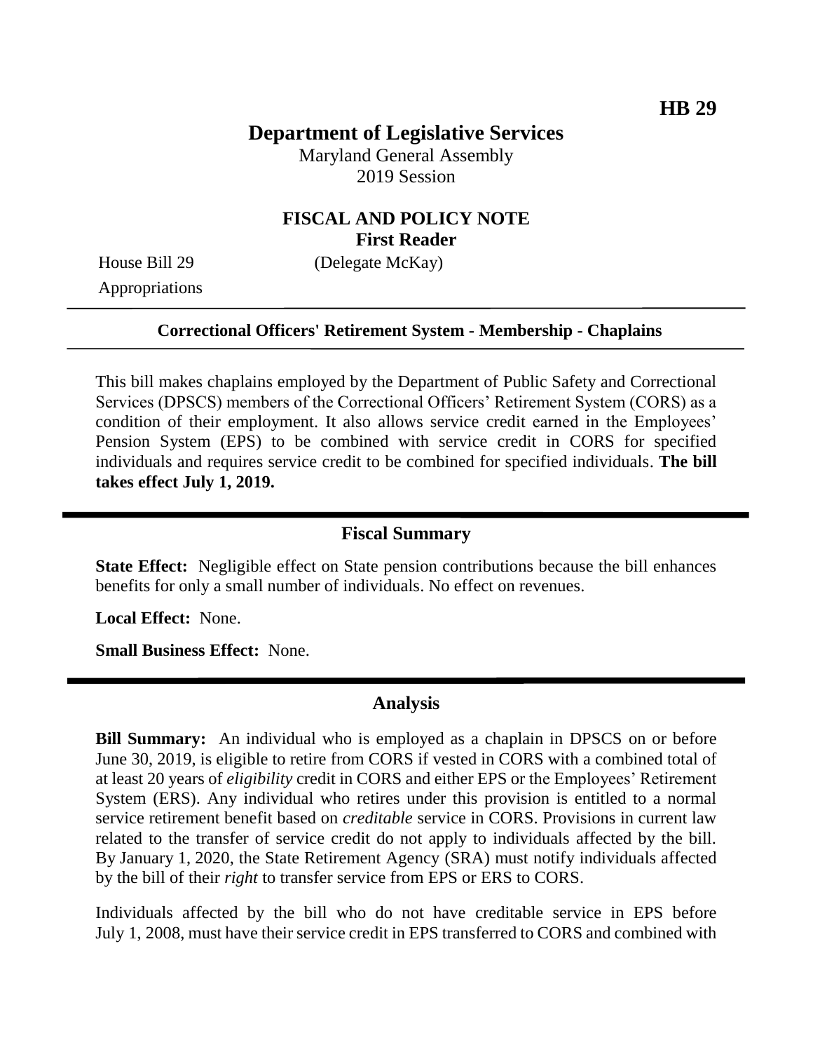**HB 29**

# Department of Legislative Services

Maryland General Assembly
2019 Session

## FISCAL AND POLICY NOTE
**First Reader**

House Bill 29 (Delegate McKay)
Appropriations

---

**Correctional Officers' Retirement System - Membership - Chaplains**

---

This bill makes chaplains employed by the Department of Public Safety and Correctional Services (DPSCS) members of the Correctional Officers' Retirement System (CORS) as a condition of their employment. It also allows service credit earned in the Employees' Pension System (EPS) to be combined with service credit in CORS for specified individuals and requires service credit to be combined for specified individuals. **The bill takes effect July 1, 2019.**

## Fiscal Summary

**State Effect:** Negligible effect on State pension contributions because the bill enhances benefits for only a small number of individuals. No effect on revenues.

**Local Effect:** None.

**Small Business Effect:** None.

## Analysis

**Bill Summary:** An individual who is employed as a chaplain in DPSCS on or before June 30, 2019, is eligible to retire from CORS if vested in CORS with a combined total of at least 20 years of *eligibility* credit in CORS and either EPS or the Employees' Retirement System (ERS). Any individual who retires under this provision is entitled to a normal service retirement benefit based on *creditable* service in CORS. Provisions in current law related to the transfer of service credit do not apply to individuals affected by the bill. By January 1, 2020, the State Retirement Agency (SRA) must notify individuals affected by the bill of their *right* to transfer service from EPS or ERS to CORS.

Individuals affected by the bill who do not have creditable service in EPS before July 1, 2008, must have their service credit in EPS transferred to CORS and combined with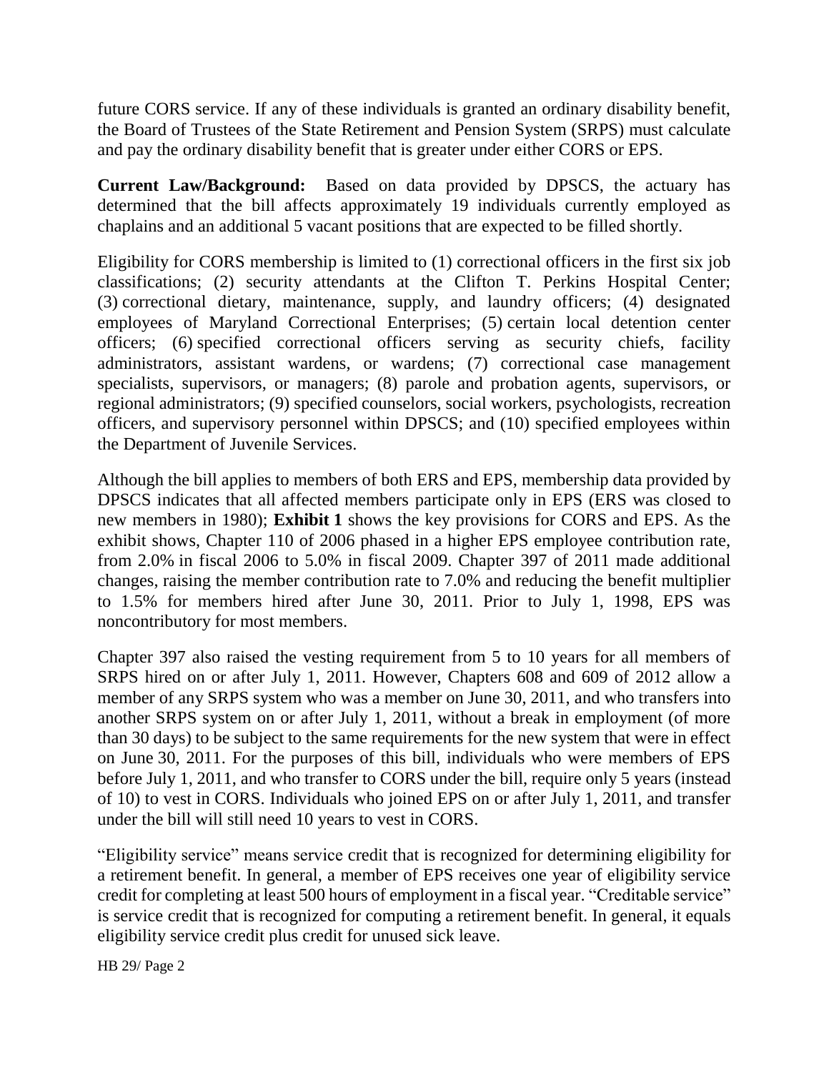future CORS service. If any of these individuals is granted an ordinary disability benefit, the Board of Trustees of the State Retirement and Pension System (SRPS) must calculate and pay the ordinary disability benefit that is greater under either CORS or EPS.

**Current Law/Background:** Based on data provided by DPSCS, the actuary has determined that the bill affects approximately 19 individuals currently employed as chaplains and an additional 5 vacant positions that are expected to be filled shortly.

Eligibility for CORS membership is limited to (1) correctional officers in the first six job classifications; (2) security attendants at the Clifton T. Perkins Hospital Center; (3) correctional dietary, maintenance, supply, and laundry officers; (4) designated employees of Maryland Correctional Enterprises; (5) certain local detention center officers; (6) specified correctional officers serving as security chiefs, facility administrators, assistant wardens, or wardens; (7) correctional case management specialists, supervisors, or managers; (8) parole and probation agents, supervisors, or regional administrators; (9) specified counselors, social workers, psychologists, recreation officers, and supervisory personnel within DPSCS; and (10) specified employees within the Department of Juvenile Services.

Although the bill applies to members of both ERS and EPS, membership data provided by DPSCS indicates that all affected members participate only in EPS (ERS was closed to new members in 1980); **Exhibit 1** shows the key provisions for CORS and EPS. As the exhibit shows, Chapter 110 of 2006 phased in a higher EPS employee contribution rate, from 2.0% in fiscal 2006 to 5.0% in fiscal 2009. Chapter 397 of 2011 made additional changes, raising the member contribution rate to 7.0% and reducing the benefit multiplier to 1.5% for members hired after June 30, 2011. Prior to July 1, 1998, EPS was noncontributory for most members.

Chapter 397 also raised the vesting requirement from 5 to 10 years for all members of SRPS hired on or after July 1, 2011. However, Chapters 608 and 609 of 2012 allow a member of any SRPS system who was a member on June 30, 2011, and who transfers into another SRPS system on or after July 1, 2011, without a break in employment (of more than 30 days) to be subject to the same requirements for the new system that were in effect on June 30, 2011. For the purposes of this bill, individuals who were members of EPS before July 1, 2011, and who transfer to CORS under the bill, require only 5 years (instead of 10) to vest in CORS. Individuals who joined EPS on or after July 1, 2011, and transfer under the bill will still need 10 years to vest in CORS.

"Eligibility service" means service credit that is recognized for determining eligibility for a retirement benefit. In general, a member of EPS receives one year of eligibility service credit for completing at least 500 hours of employment in a fiscal year. "Creditable service" is service credit that is recognized for computing a retirement benefit. In general, it equals eligibility service credit plus credit for unused sick leave.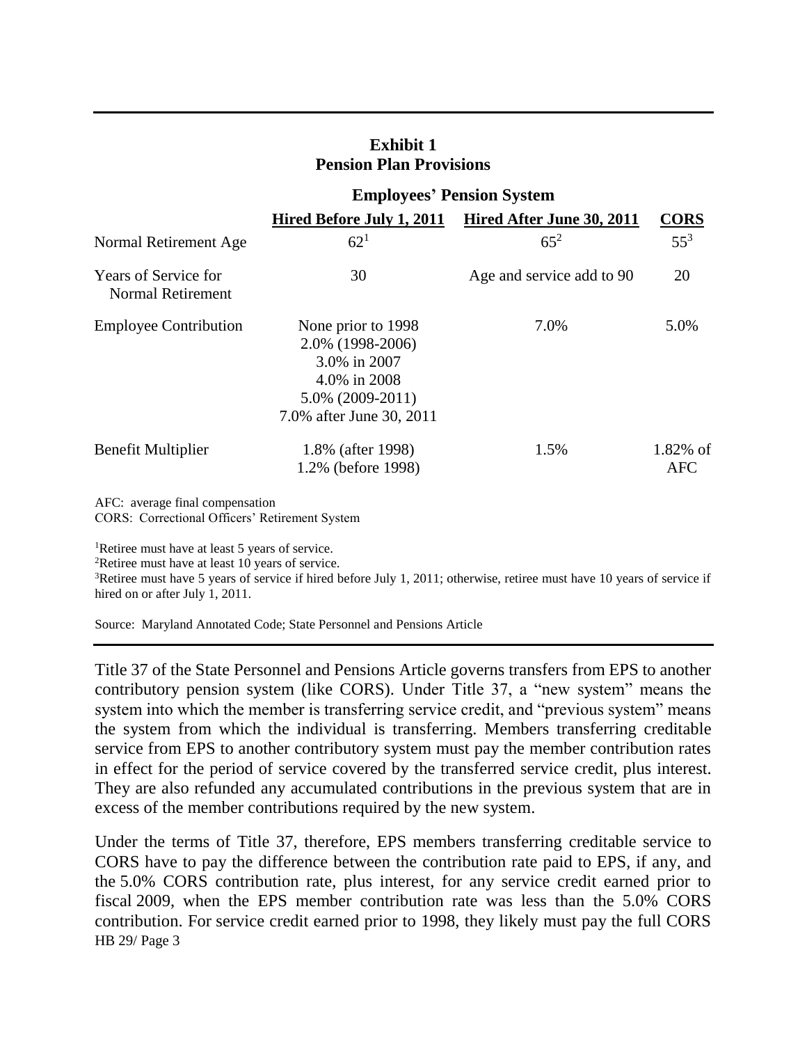**Exhibit 1**
**Pension Plan Provisions**

| | Employees' Pension System | | |
|---|---|---|---|
| | **Hired Before July 1, 2011** | **Hired After June 30, 2011** | **CORS** |
| Normal Retirement Age | 62[1] | 65[2] | 55[3] |
| Years of Service for Normal Retirement | 30 | Age and service add to 90 | 20 |
| Employee Contribution | None prior to 1998<br>2.0% (1998-2006)<br>3.0% in 2007<br>4.0% in 2008<br>5.0% (2009-2011)<br>7.0% after June 30, 2011 | 7.0% | 5.0% |
| Benefit Multiplier | 1.8% (after 1998)<br>1.2% (before 1998) | 1.5% | 1.82% of AFC |

AFC: average final compensation
CORS: Correctional Officers' Retirement System

[1]Retiree must have at least 5 years of service.
[2]Retiree must have at least 10 years of service.
[3]Retiree must have 5 years of service if hired before July 1, 2011; otherwise, retiree must have 10 years of service if hired on or after July 1, 2011.

Source: Maryland Annotated Code; State Personnel and Pensions Article

Title 37 of the State Personnel and Pensions Article governs transfers from EPS to another contributory pension system (like CORS). Under Title 37, a "new system" means the system into which the member is transferring service credit, and "previous system" means the system from which the individual is transferring. Members transferring creditable service from EPS to another contributory system must pay the member contribution rates in effect for the period of service covered by the transferred service credit, plus interest. They are also refunded any accumulated contributions in the previous system that are in excess of the member contributions required by the new system.

Under the terms of Title 37, therefore, EPS members transferring creditable service to CORS have to pay the difference between the contribution rate paid to EPS, if any, and the 5.0% CORS contribution rate, plus interest, for any service credit earned prior to fiscal 2009, when the EPS member contribution rate was less than the 5.0% CORS contribution. For service credit earned prior to 1998, they likely must pay the full CORS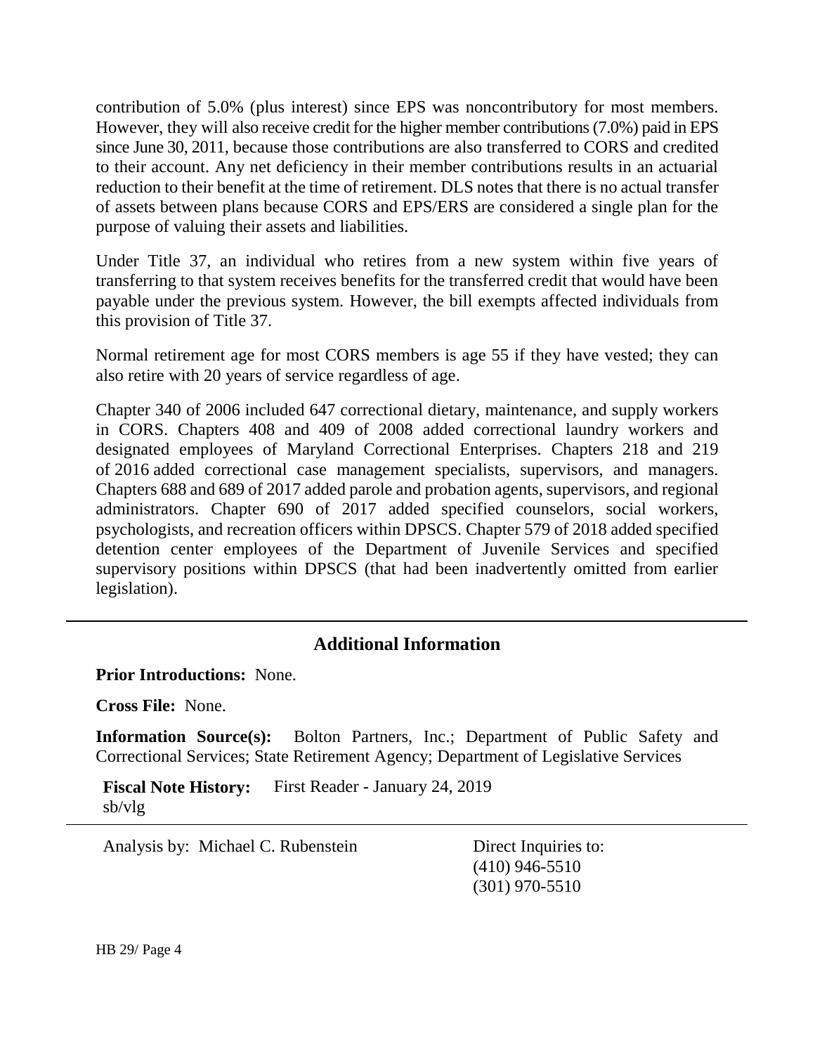contribution of 5.0% (plus interest) since EPS was noncontributory for most members. However, they will also receive credit for the higher member contributions (7.0%) paid in EPS since June 30, 2011, because those contributions are also transferred to CORS and credited to their account. Any net deficiency in their member contributions results in an actuarial reduction to their benefit at the time of retirement. DLS notes that there is no actual transfer of assets between plans because CORS and EPS/ERS are considered a single plan for the purpose of valuing their assets and liabilities.

Under Title 37, an individual who retires from a new system within five years of transferring to that system receives benefits for the transferred credit that would have been payable under the previous system. However, the bill exempts affected individuals from this provision of Title 37.

Normal retirement age for most CORS members is age 55 if they have vested; they can also retire with 20 years of service regardless of age.

Chapter 340 of 2006 included 647 correctional dietary, maintenance, and supply workers in CORS. Chapters 408 and 409 of 2008 added correctional laundry workers and designated employees of Maryland Correctional Enterprises. Chapters 218 and 219 of 2016 added correctional case management specialists, supervisors, and managers. Chapters 688 and 689 of 2017 added parole and probation agents, supervisors, and regional administrators. Chapter 690 of 2017 added specified counselors, social workers, psychologists, and recreation officers within DPSCS. Chapter 579 of 2018 added specified detention center employees of the Department of Juvenile Services and specified supervisory positions within DPSCS (that had been inadvertently omitted from earlier legislation).

## Additional Information

**Prior Introductions:** None.

**Cross File:** None.

**Information Source(s):** Bolton Partners, Inc.; Department of Public Safety and Correctional Services; State Retirement Agency; Department of Legislative Services

**Fiscal Note History:** First Reader - January 24, 2019
sb/vlg

Analysis by: Michael C. Rubenstein

Direct Inquiries to:
(410) 946-5510
(301) 970-5510